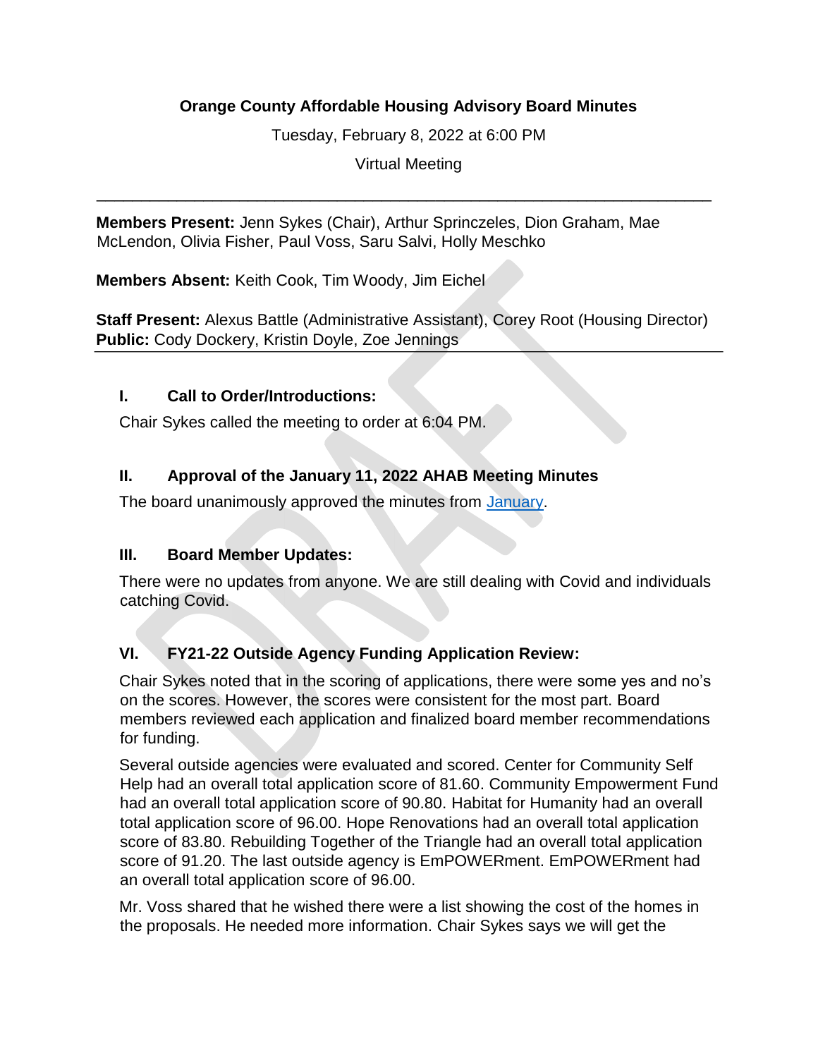# Orange County Affordable Housing Advisory Board Minutes

Tuesday, February 8, 2022 at 6:00 PM

Virtual Meeting

---

**Members Present:** Jenn Sykes (Chair), Arthur Sprinczeles, Dion Graham, Mae McLendon, Olivia Fisher, Paul Voss, Saru Salvi, Holly Meschko

**Members Absent:** Keith Cook, Tim Woody, Jim Eichel

**Staff Present:** Alexus Battle (Administrative Assistant), Corey Root (Housing Director)
**Public:** Cody Dockery, Kristin Doyle, Zoe Jennings

---

## I. Call to Order/Introductions:

Chair Sykes called the meeting to order at 6:04 PM.

## II. Approval of the January 11, 2022 AHAB Meeting Minutes

The board unanimously approved the minutes from January.

## III. Board Member Updates:

There were no updates from anyone. We are still dealing with Covid and individuals catching Covid.

## VI. FY21-22 Outside Agency Funding Application Review:

Chair Sykes noted that in the scoring of applications, there were some yes and no's on the scores. However, the scores were consistent for the most part. Board members reviewed each application and finalized board member recommendations for funding.

Several outside agencies were evaluated and scored. Center for Community Self Help had an overall total application score of 81.60. Community Empowerment Fund had an overall total application score of 90.80. Habitat for Humanity had an overall total application score of 96.00. Hope Renovations had an overall total application score of 83.80. Rebuilding Together of the Triangle had an overall total application score of 91.20. The last outside agency is EmPOWERment. EmPOWERment had an overall total application score of 96.00.

Mr. Voss shared that he wished there were a list showing the cost of the homes in the proposals. He needed more information. Chair Sykes says we will get the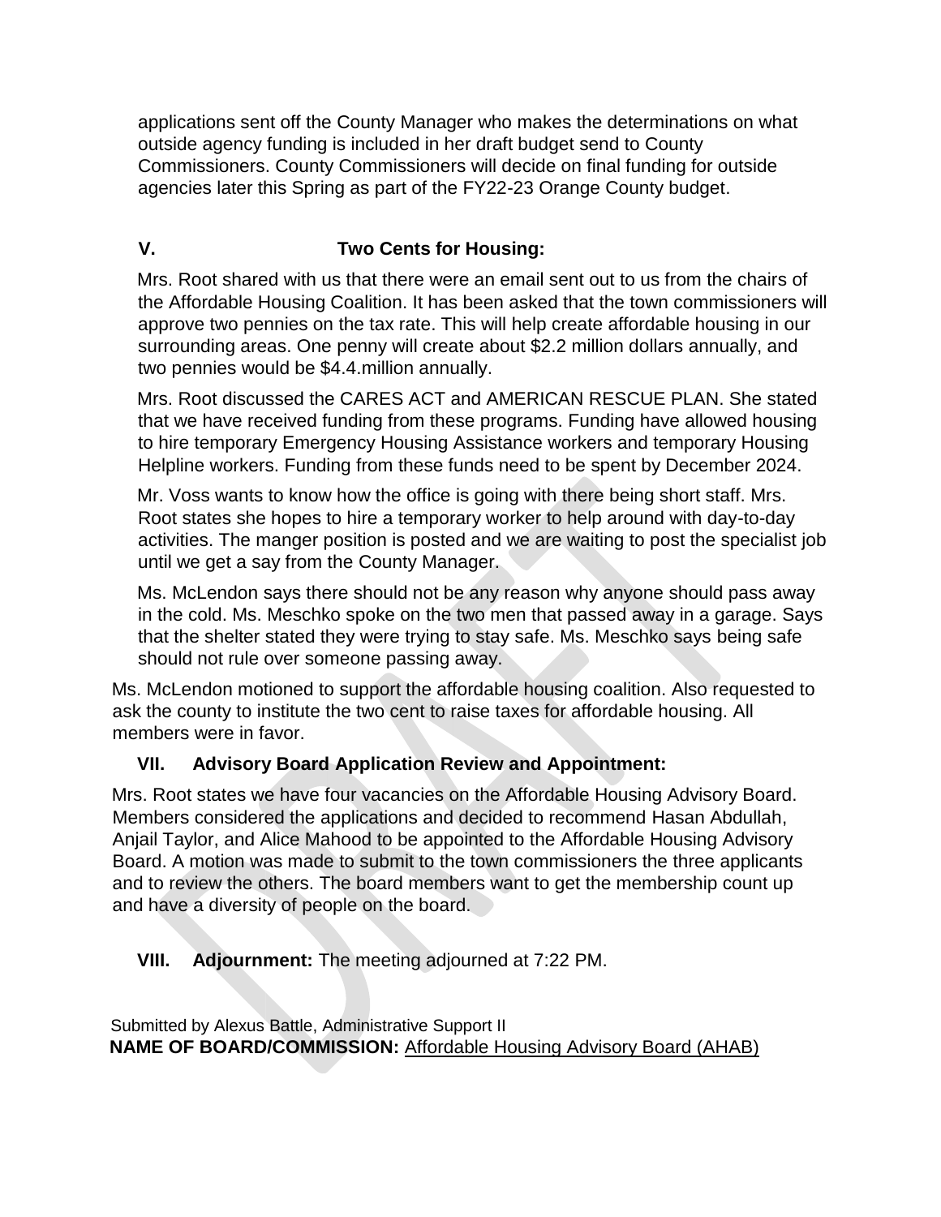applications sent off the County Manager who makes the determinations on what outside agency funding is included in her draft budget send to County Commissioners. County Commissioners will decide on final funding for outside agencies later this Spring as part of the FY22-23 Orange County budget.

## V. Two Cents for Housing:

Mrs. Root shared with us that there were an email sent out to us from the chairs of the Affordable Housing Coalition. It has been asked that the town commissioners will approve two pennies on the tax rate. This will help create affordable housing in our surrounding areas. One penny will create about $2.2 million dollars annually, and two pennies would be $4.4.million annually.

Mrs. Root discussed the CARES ACT and AMERICAN RESCUE PLAN. She stated that we have received funding from these programs. Funding have allowed housing to hire temporary Emergency Housing Assistance workers and temporary Housing Helpline workers. Funding from these funds need to be spent by December 2024.

Mr. Voss wants to know how the office is going with there being short staff. Mrs. Root states she hopes to hire a temporary worker to help around with day-to-day activities. The manger position is posted and we are waiting to post the specialist job until we get a say from the County Manager.

Ms. McLendon says there should not be any reason why anyone should pass away in the cold. Ms. Meschko spoke on the two men that passed away in a garage. Says that the shelter stated they were trying to stay safe. Ms. Meschko says being safe should not rule over someone passing away.

Ms. McLendon motioned to support the affordable housing coalition. Also requested to ask the county to institute the two cent to raise taxes for affordable housing. All members were in favor.

## VII. Advisory Board Application Review and Appointment:

Mrs. Root states we have four vacancies on the Affordable Housing Advisory Board. Members considered the applications and decided to recommend Hasan Abdullah, Anjail Taylor, and Alice Mahood to be appointed to the Affordable Housing Advisory Board. A motion was made to submit to the town commissioners the three applicants and to review the others. The board members want to get the membership count up and have a diversity of people on the board.

## VIII. Adjournment: 

The meeting adjourned at 7:22 PM.

Submitted by Alexus Battle, Administrative Support II

**NAME OF BOARD/COMMISSION:** Affordable Housing Advisory Board (AHAB)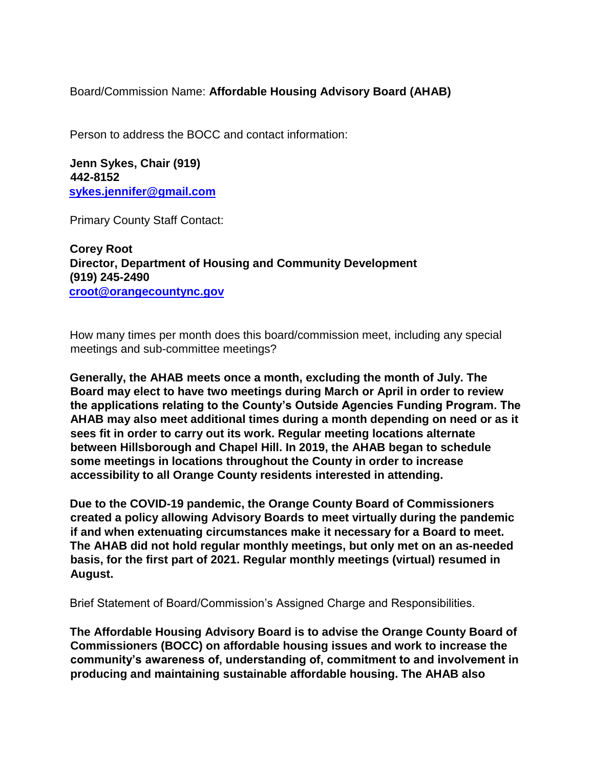Board/Commission Name: **Affordable Housing Advisory Board (AHAB)**

Person to address the BOCC and contact information:

**Jenn Sykes, Chair (919) 442-8152**
**sykes.jennifer@gmail.com**

Primary County Staff Contact:

**Corey Root**
**Director, Department of Housing and Community Development**
**(919) 245-2490**
**croot@orangecountync.gov**

How many times per month does this board/commission meet, including any special meetings and sub-committee meetings?

**Generally, the AHAB meets once a month, excluding the month of July. The Board may elect to have two meetings during March or April in order to review the applications relating to the County's Outside Agencies Funding Program. The AHAB may also meet additional times during a month depending on need or as it sees fit in order to carry out its work. Regular meeting locations alternate between Hillsborough and Chapel Hill. In 2019, the AHAB began to schedule some meetings in locations throughout the County in order to increase accessibility to all Orange County residents interested in attending.**

**Due to the COVID-19 pandemic, the Orange County Board of Commissioners created a policy allowing Advisory Boards to meet virtually during the pandemic if and when extenuating circumstances make it necessary for a Board to meet. The AHAB did not hold regular monthly meetings, but only met on an as-needed basis, for the first part of 2021. Regular monthly meetings (virtual) resumed in August.**

Brief Statement of Board/Commission's Assigned Charge and Responsibilities.

**The Affordable Housing Advisory Board is to advise the Orange County Board of Commissioners (BOCC) on affordable housing issues and work to increase the community's awareness of, understanding of, commitment to and involvement in producing and maintaining sustainable affordable housing. The AHAB also**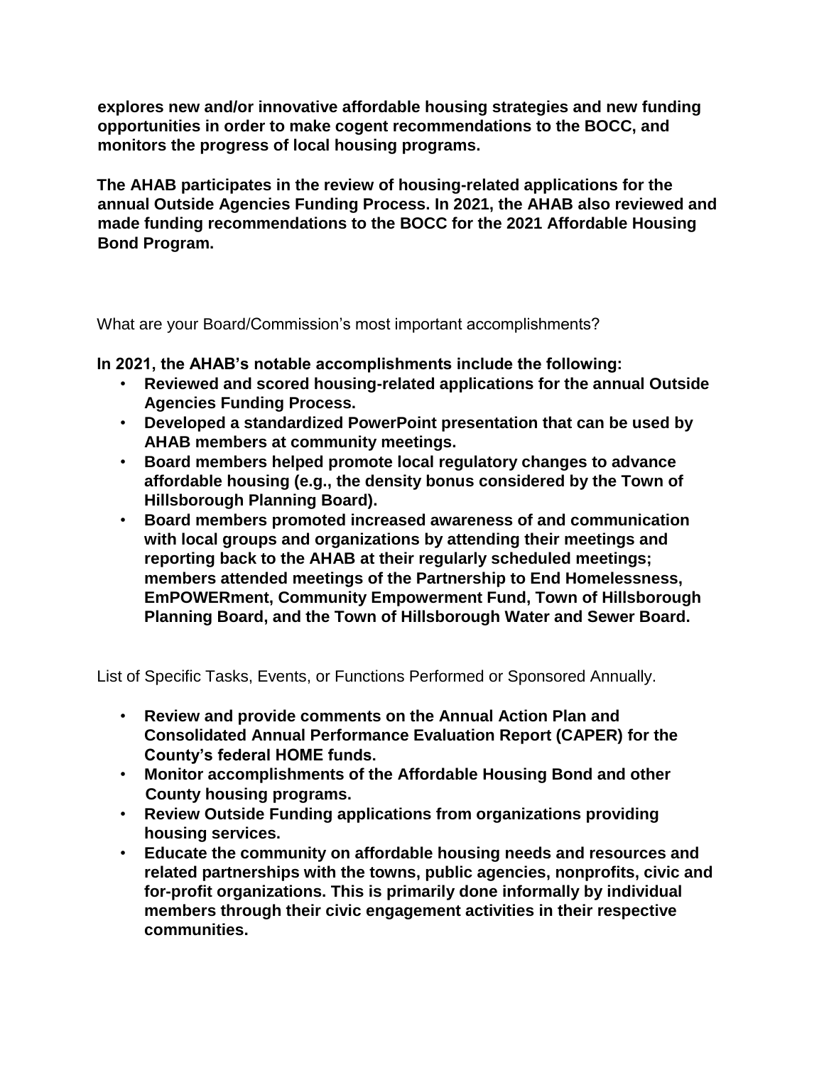**explores new and/or innovative affordable housing strategies and new funding opportunities in order to make cogent recommendations to the BOCC, and monitors the progress of local housing programs.**

**The AHAB participates in the review of housing-related applications for the annual Outside Agencies Funding Process. In 2021, the AHAB also reviewed and made funding recommendations to the BOCC for the 2021 Affordable Housing Bond Program.**

What are your Board/Commission's most important accomplishments?

**In 2021, the AHAB's notable accomplishments include the following:**

- **Reviewed and scored housing-related applications for the annual Outside Agencies Funding Process.**
- **Developed a standardized PowerPoint presentation that can be used by AHAB members at community meetings.**
- **Board members helped promote local regulatory changes to advance affordable housing (e.g., the density bonus considered by the Town of Hillsborough Planning Board).**
- **Board members promoted increased awareness of and communication with local groups and organizations by attending their meetings and reporting back to the AHAB at their regularly scheduled meetings; members attended meetings of the Partnership to End Homelessness, EmPOWERment, Community Empowerment Fund, Town of Hillsborough Planning Board, and the Town of Hillsborough Water and Sewer Board.**

List of Specific Tasks, Events, or Functions Performed or Sponsored Annually.

- **Review and provide comments on the Annual Action Plan and Consolidated Annual Performance Evaluation Report (CAPER) for the County's federal HOME funds.**
- **Monitor accomplishments of the Affordable Housing Bond and other County housing programs.**
- **Review Outside Funding applications from organizations providing housing services.**
- **Educate the community on affordable housing needs and resources and related partnerships with the towns, public agencies, nonprofits, civic and for-profit organizations. This is primarily done informally by individual members through their civic engagement activities in their respective communities.**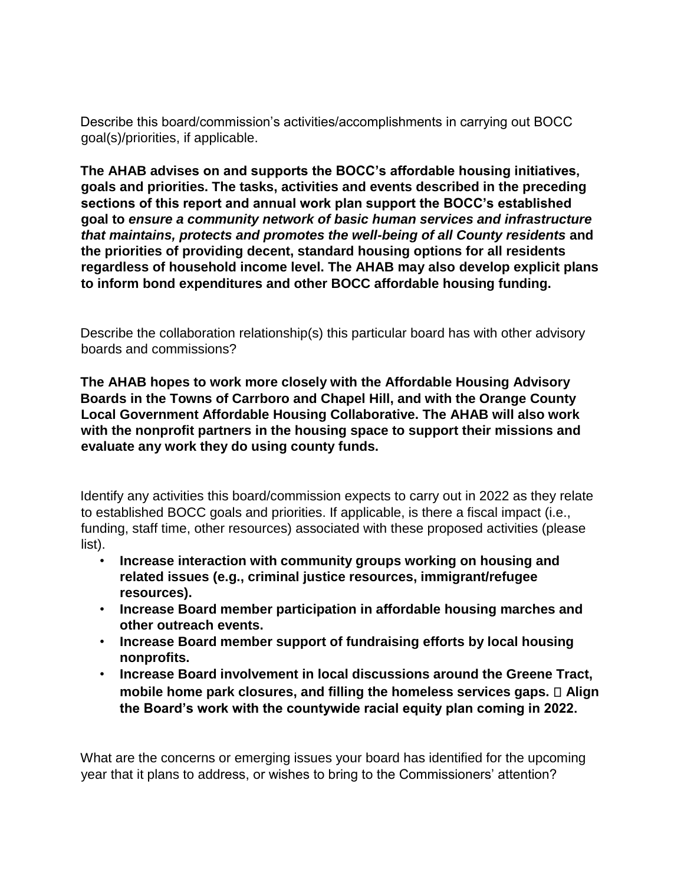Describe this board/commission's activities/accomplishments in carrying out BOCC goal(s)/priorities, if applicable.

**The AHAB advises on and supports the BOCC's affordable housing initiatives, goals and priorities. The tasks, activities and events described in the preceding sections of this report and annual work plan support the BOCC's established goal to *ensure a community network of basic human services and infrastructure that maintains, protects and promotes the well-being of all County residents* and the priorities of providing decent, standard housing options for all residents regardless of household income level. The AHAB may also develop explicit plans to inform bond expenditures and other BOCC affordable housing funding.**

Describe the collaboration relationship(s) this particular board has with other advisory boards and commissions?

**The AHAB hopes to work more closely with the Affordable Housing Advisory Boards in the Towns of Carrboro and Chapel Hill, and with the Orange County Local Government Affordable Housing Collaborative. The AHAB will also work with the nonprofit partners in the housing space to support their missions and evaluate any work they do using county funds.**

Identify any activities this board/commission expects to carry out in 2022 as they relate to established BOCC goals and priorities. If applicable, is there a fiscal impact (i.e., funding, staff time, other resources) associated with these proposed activities (please list).

- **Increase interaction with community groups working on housing and related issues (e.g., criminal justice resources, immigrant/refugee resources).**
- **Increase Board member participation in affordable housing marches and other outreach events.**
- **Increase Board member support of fundraising efforts by local housing nonprofits.**
- **Increase Board involvement in local discussions around the Greene Tract, mobile home park closures, and filling the homeless services gaps.  Align the Board's work with the countywide racial equity plan coming in 2022.**

What are the concerns or emerging issues your board has identified for the upcoming year that it plans to address, or wishes to bring to the Commissioners' attention?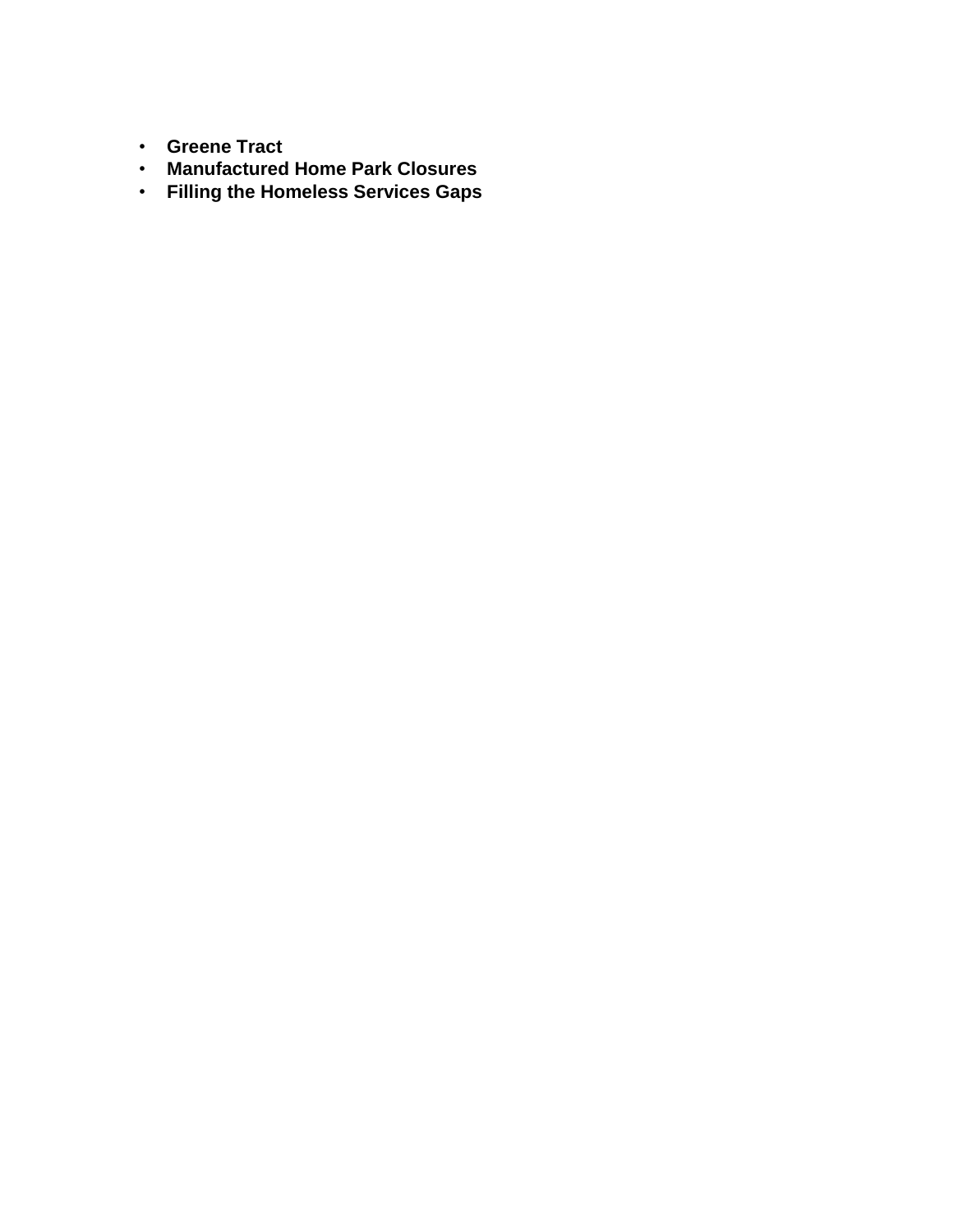- **Greene Tract**
- **Manufactured Home Park Closures**
- **Filling the Homeless Services Gaps**